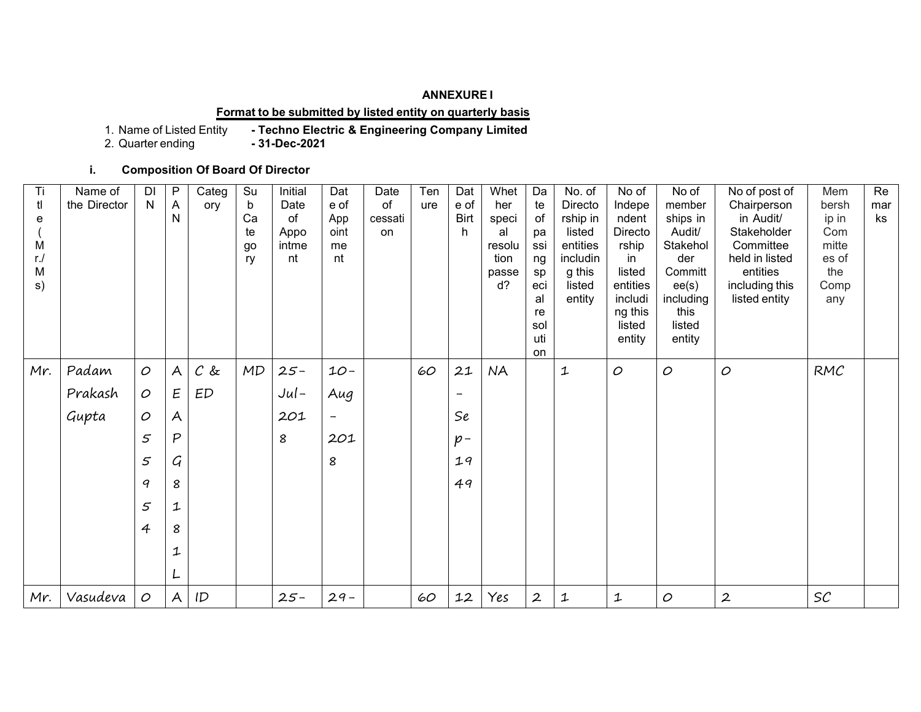**ANNEXURE I**

**Format to be submitted by listed entity on quarterly basis**

1. Name of Listed Entity **- Techno Electric & Engineering Company Limited**
2. Quarter ending **- 31-Dec-2021**

**i. Composition Of Board Of Director**

| Title (Mr./Ms) | Name of the Director | DIN | PAN | Category | Sub Category | Initial Date of Appointment | Date of Appointment | Date of cessation | Tenure | Date of Birth | Whether special resolution passed? | Date of passing special resolution | No. of Directorship in listed entities including this listed entity | No of Independent Directorship in listed entities including this listed entity | No of memberships in Audit/ Stakeholder Committee(s) including this listed entity | No of post of Chairperson in Audit/ Stakeholder Committee held in listed entities including this listed entity | Membership in Committees of the Company | Remarks |
|---|---|---|---|---|---|---|---|---|---|---|---|---|---|---|---|---|---|---|
| Mr. | Padam Prakash Gupta | 00055954 | AEAPG8181L | C & ED | MD | 25-Jul-2018 | 10-Aug-2018 | | 60 | 21-Sep-1949 | NA | | 1 | 0 | 0 | 0 | RMC | |
| Mr. | Vasudeva | 0 | A | ID | | 25- | 29- | | 60 | 12 | Yes | 2 | 1 | 1 | 0 | 2 | SC | |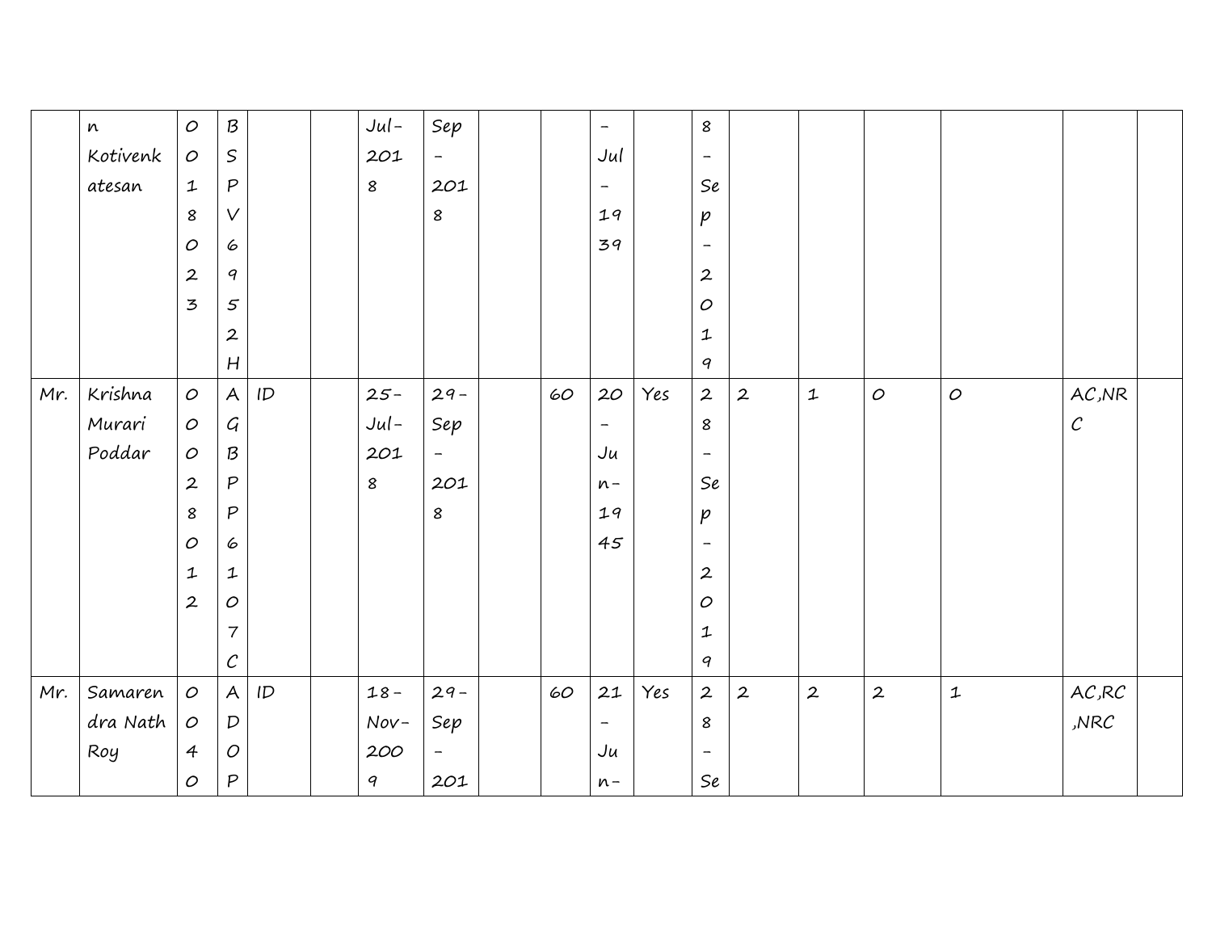| | | | | | | | | | | | | | | | | | | |
|---|---|---|---|---|---|---|---|---|---|---|---|---|---|---|---|---|---|---|
| | n Kotivenkatesan | 00180023 | BSPV6952H | | | Jul-2018 | Sep-2018 | | | -Jul-1939 | | 8-Sep-2019 | | | | | | |
| Mr. | Krishna Murari Poddar | 00028012 | AGBPP6107C | ID | | 25-Jul-2018 | 29-Sep-2018 | | 60 | 20-Jun-1945 | Yes | 28-Sep-2019 | 2 | 1 | 0 | 0 | AC,NRC | |
| Mr. | Samarendra Nath Roy | 0040 | ADOP | ID | | 18-Nov-2009 | 29-Sep-201 | | 60 | 21-Jun- | Yes | 28-Se | 2 | 2 | 2 | 1 | AC,RC,NRC | |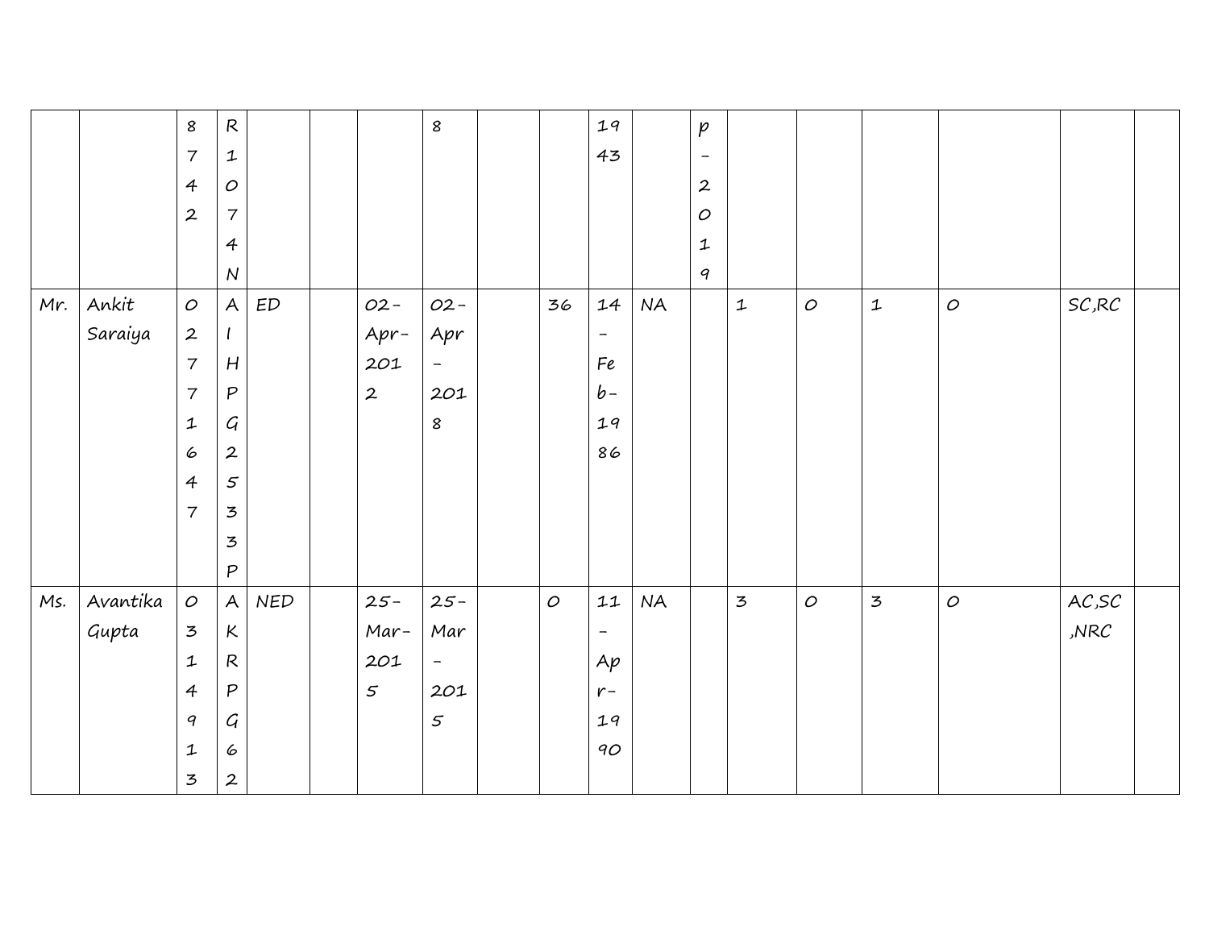| | | | | | | | | | | | | | | | | | | |
|---|---|---|---|---|---|---|---|---|---|---|---|---|---|---|---|---|---|---|
| | | 8742 | R1074N | | | | 8 | | | 1943 | | p-2019 | | | | | | |
| Mr. | Ankit Saraiya | 02771647 | AIHPG2533P | ED | | 02-Apr-2012 | 02-Apr-2018 | | 36 | 14-Feb-1986 | NA | | 1 | 0 | 1 | 0 | SC,RC | |
| Ms. | Avantika Gupta | 03149113 | AKRPG62 | NED | | 25-Mar-2015 | 25-Mar-2015 | | 0 | 11-Apr-1990 | NA | | 3 | 0 | 3 | 0 | AC,SC,NRC | |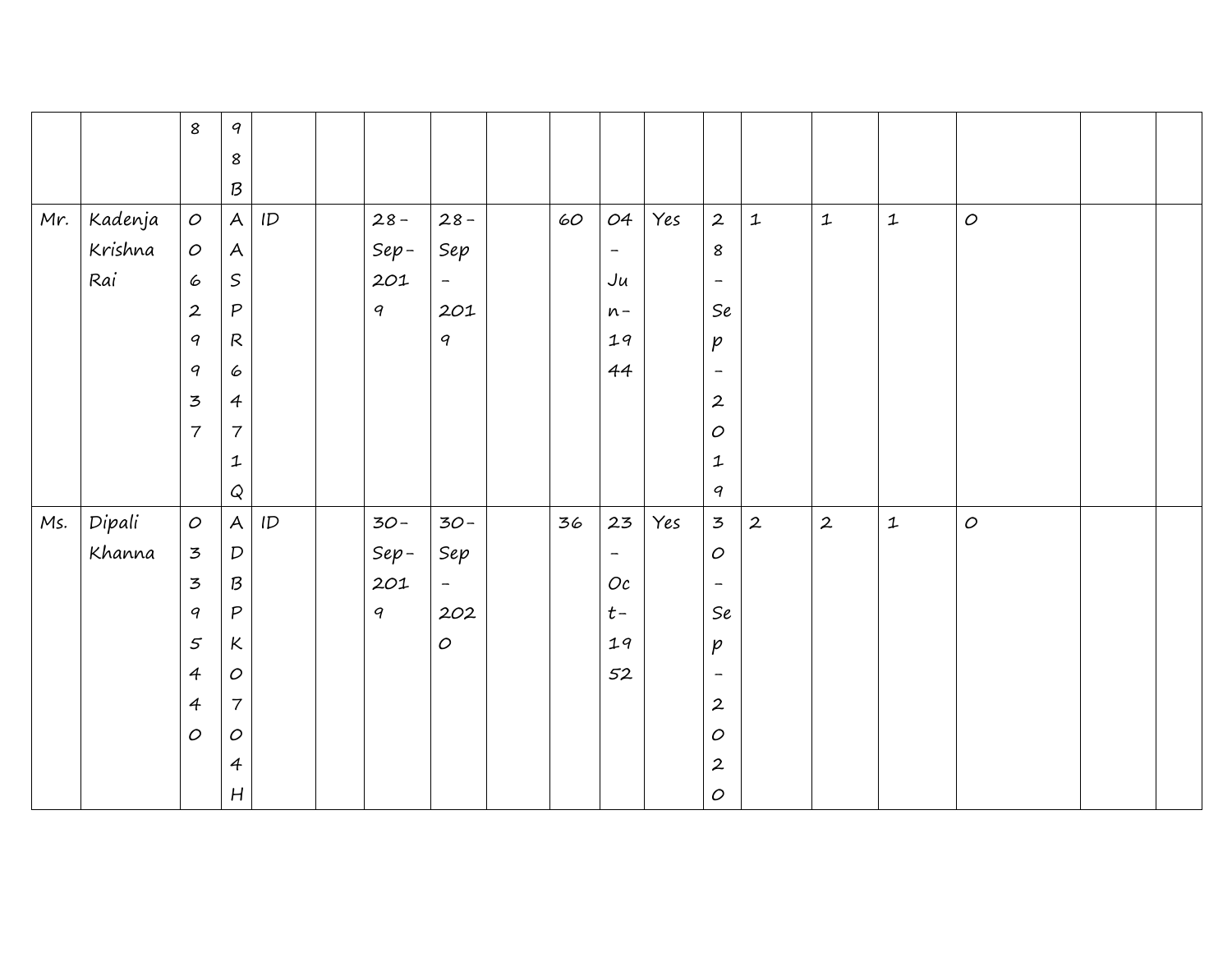| | | | | | | | | | | | | | | | | | | |
|---|---|---|---|---|---|---|---|---|---|---|---|---|---|---|---|---|---|---|
| | | 8 | 98B | | | | | | | | | | | | | | | |
| Mr. | Kadenja Krishna Rai | 00629937 | AASPR6471Q | ID | | 28-Sep-2019 | 28-Sep-2019 | | 60 | 04-Jun-1944 | Yes | 28-Sep-2019 | 1 | 1 | 1 | 0 | | |
| Ms. | Dipali Khanna | 03395440 | ADBPK0704H | ID | | 30-Sep-2019 | 30-Sep-2020 | | 36 | 23-Oct-1952 | Yes | 30-Sep-2020 | 2 | 2 | 1 | 0 | | |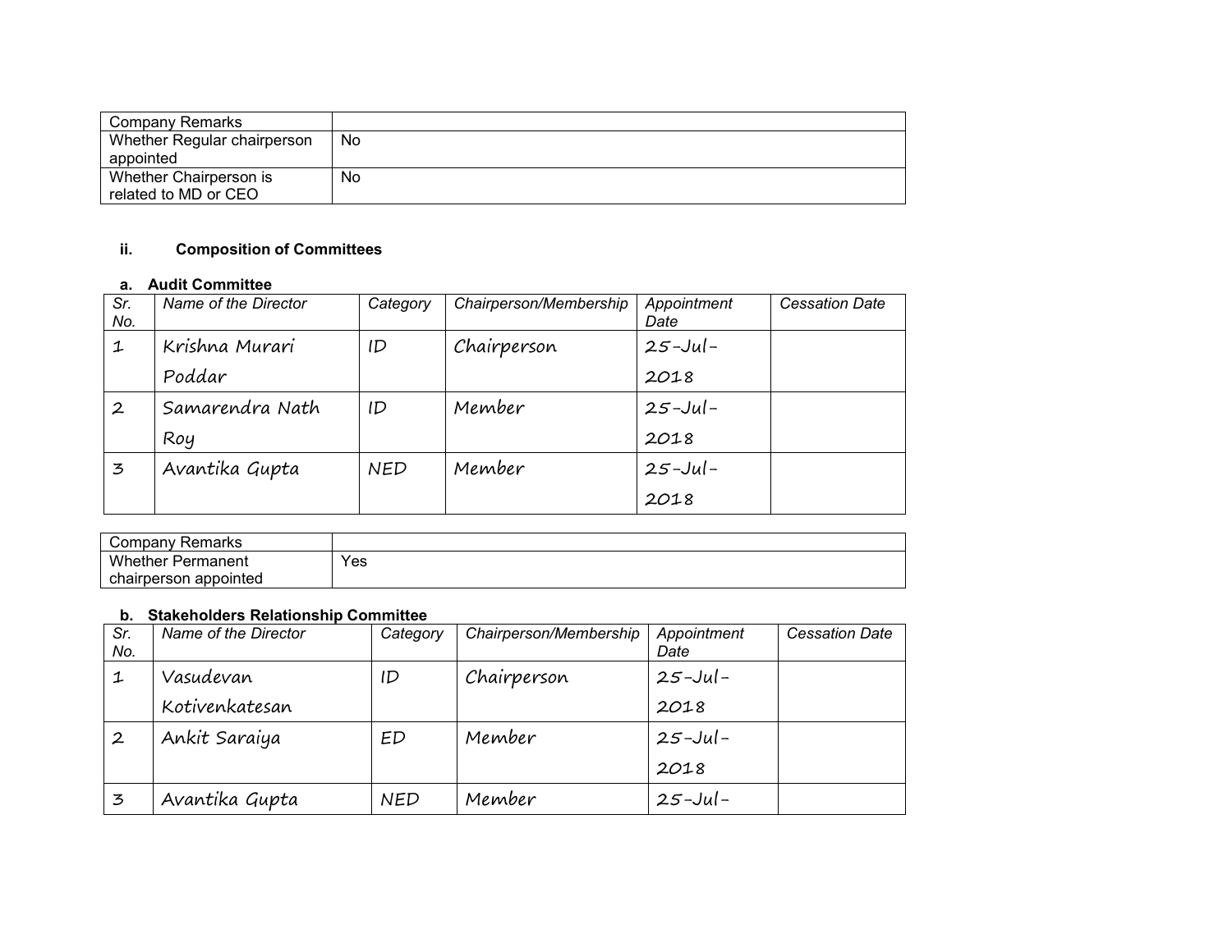| Company Remarks | |
|---|---|
| Whether Regular chairperson appointed | No |
| Whether Chairperson is related to MD or CEO | No |

### ii. Composition of Committees

**a. Audit Committee**

| *Sr. No.* | *Name of the Director* | *Category* | *Chairperson/Membership* | *Appointment Date* | *Cessation Date* |
|---|---|---|---|---|---|
| 1 | Krishna Murari Poddar | ID | Chairperson | 25-Jul-2018 | |
| 2 | Samarendra Nath Roy | ID | Member | 25-Jul-2018 | |
| 3 | Avantika Gupta | NED | Member | 25-Jul-2018 | |

| Company Remarks | |
|---|---|
| Whether Permanent chairperson appointed | Yes |

**b. Stakeholders Relationship Committee**

| *Sr. No.* | *Name of the Director* | *Category* | *Chairperson/Membership* | *Appointment Date* | *Cessation Date* |
|---|---|---|---|---|---|
| 1 | Vasudevan Kotivenkatesan | ID | Chairperson | 25-Jul-2018 | |
| 2 | Ankit Saraiya | ED | Member | 25-Jul-2018 | |
| 3 | Avantika Gupta | NED | Member | 25-Jul- | |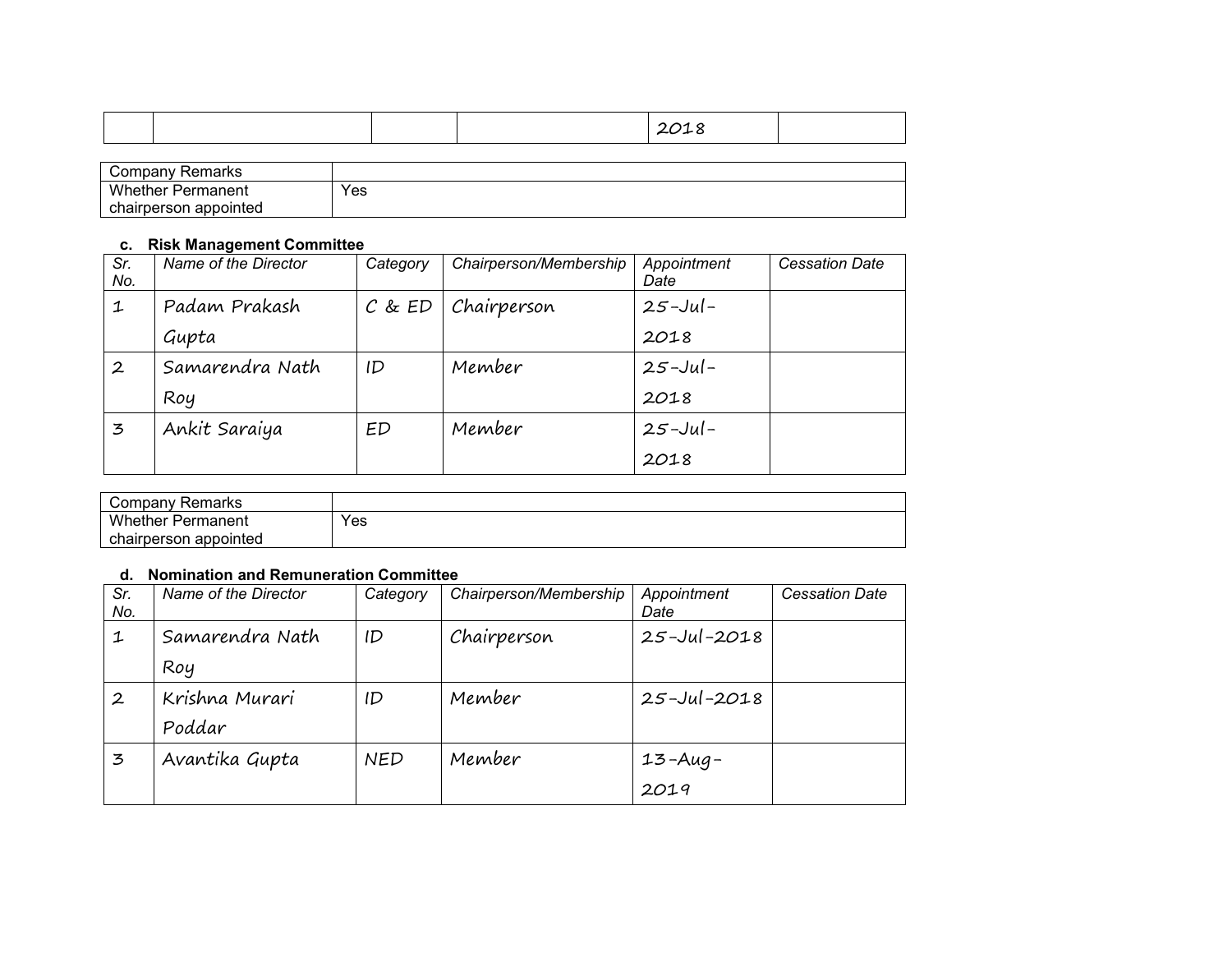| | | | | 2018 | |
|---|---|---|---|---|---|

| Company Remarks | |
|---|---|
| Whether Permanent chairperson appointed | Yes |

**c. Risk Management Committee**

| Sr. No. | Name of the Director | Category | Chairperson/Membership | Appointment Date | Cessation Date |
|---|---|---|---|---|---|
| 1 | Padam Prakash Gupta | C & ED | Chairperson | 25-Jul-2018 | |
| 2 | Samarendra Nath Roy | ID | Member | 25-Jul-2018 | |
| 3 | Ankit Saraiya | ED | Member | 25-Jul-2018 | |

| Company Remarks | |
|---|---|
| Whether Permanent chairperson appointed | Yes |

**d. Nomination and Remuneration Committee**

| Sr. No. | Name of the Director | Category | Chairperson/Membership | Appointment Date | Cessation Date |
|---|---|---|---|---|---|
| 1 | Samarendra Nath Roy | ID | Chairperson | 25-Jul-2018 | |
| 2 | Krishna Murari Poddar | ID | Member | 25-Jul-2018 | |
| 3 | Avantika Gupta | NED | Member | 13-Aug-2019 | |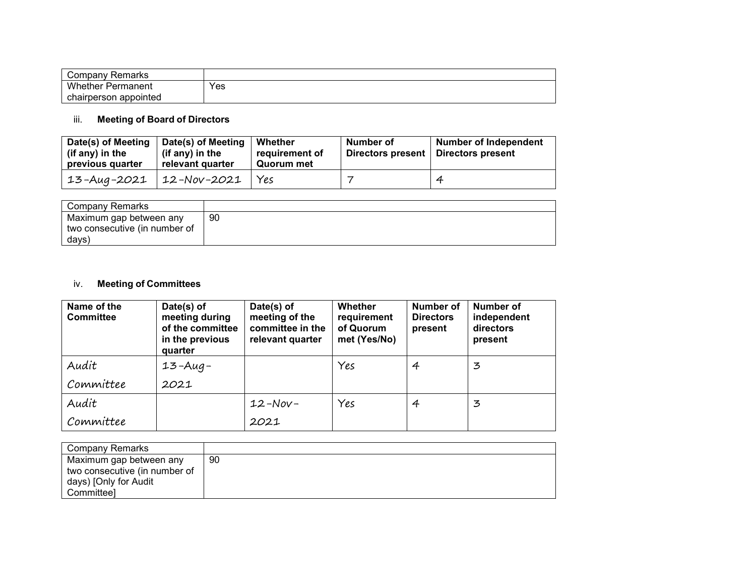| Company Remarks | |
|---|---|
| Whether Permanent chairperson appointed | Yes |

### iii. Meeting of Board of Directors

| Date(s) of Meeting (if any) in the previous quarter | Date(s) of Meeting (if any) in the relevant quarter | Whether requirement of Quorum met | Number of Directors present | Number of Independent Directors present |
|---|---|---|---|---|
| 13-Aug-2021 | 12-Nov-2021 | Yes | 7 | 4 |

| Company Remarks | |
|---|---|
| Maximum gap between any two consecutive (in number of days) | 90 |

### iv. Meeting of Committees

| Name of the Committee | Date(s) of meeting during of the committee in the previous quarter | Date(s) of meeting of the committee in the relevant quarter | Whether requirement of Quorum met (Yes/No) | Number of Directors present | Number of independent directors present |
|---|---|---|---|---|---|
| Audit Committee | 13-Aug-2021 | | Yes | 4 | 3 |
| Audit Committee | | 12-Nov-2021 | Yes | 4 | 3 |

| Company Remarks | |
|---|---|
| Maximum gap between any two consecutive (in number of days) [Only for Audit Committee] | 90 |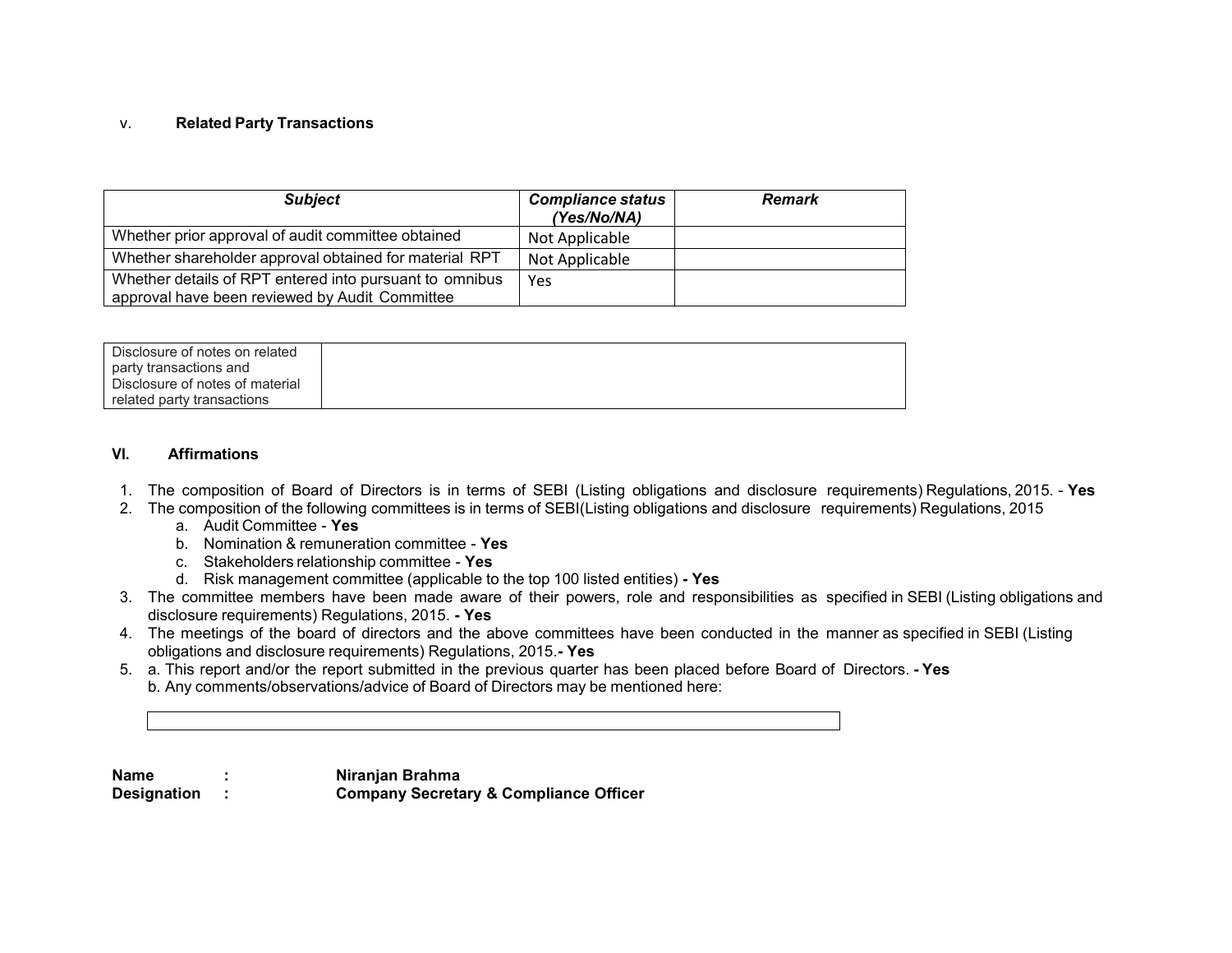v. **Related Party Transactions**

| ***Subject*** | ***Compliance status (Yes/No/NA)*** | ***Remark*** |
|---|---|---|
| Whether prior approval of audit committee obtained | Not Applicable | |
| Whether shareholder approval obtained for material RPT | Not Applicable | |
| Whether details of RPT entered into pursuant to omnibus approval have been reviewed by Audit Committee | Yes | |

| | |
|---|---|
| Disclosure of notes on related party transactions and Disclosure of notes of material related party transactions | |

**VI. Affirmations**

1. The composition of Board of Directors is in terms of SEBI (Listing obligations and disclosure requirements) Regulations, 2015. - **Yes**
2. The composition of the following committees is in terms of SEBI(Listing obligations and disclosure requirements) Regulations, 2015
   a. Audit Committee - **Yes**
   b. Nomination & remuneration committee - **Yes**
   c. Stakeholders relationship committee - **Yes**
   d. Risk management committee (applicable to the top 100 listed entities) **- Yes**
3. The committee members have been made aware of their powers, role and responsibilities as specified in SEBI (Listing obligations and disclosure requirements) Regulations, 2015. **- Yes**
4. The meetings of the board of directors and the above committees have been conducted in the manner as specified in SEBI (Listing obligations and disclosure requirements) Regulations, 2015.**- Yes**
5. a. This report and/or the report submitted in the previous quarter has been placed before Board of Directors. **- Yes**
   b. Any comments/observations/advice of Board of Directors may be mentioned here:

**Name : Niranjan Brahma**
**Designation : Company Secretary & Compliance Officer**